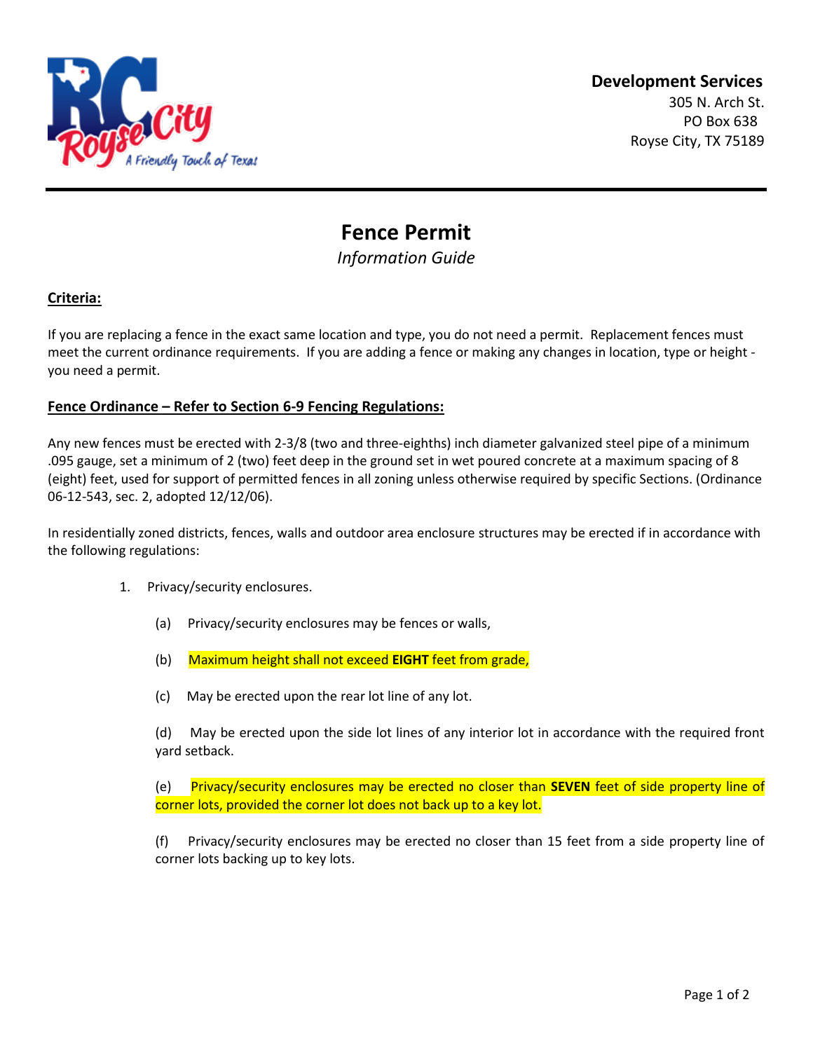**Development Services**
305 N. Arch St.
PO Box 638
Royse City, TX 75189

# Fence Permit

*Information Guide*

**Criteria:**

If you are replacing a fence in the exact same location and type, you do not need a permit. Replacement fences must meet the current ordinance requirements. If you are adding a fence or making any changes in location, type or height - you need a permit.

**Fence Ordinance – Refer to Section 6-9 Fencing Regulations:**

Any new fences must be erected with 2-3/8 (two and three-eighths) inch diameter galvanized steel pipe of a minimum .095 gauge, set a minimum of 2 (two) feet deep in the ground set in wet poured concrete at a maximum spacing of 8 (eight) feet, used for support of permitted fences in all zoning unless otherwise required by specific Sections. (Ordinance 06-12-543, sec. 2, adopted 12/12/06).

In residentially zoned districts, fences, walls and outdoor area enclosure structures may be erected if in accordance with the following regulations:

1. Privacy/security enclosures.

   (a) Privacy/security enclosures may be fences or walls,

   (b) Maximum height shall not exceed **EIGHT** feet from grade,

   (c) May be erected upon the rear lot line of any lot.

   (d) May be erected upon the side lot lines of any interior lot in accordance with the required front yard setback.

   (e) Privacy/security enclosures may be erected no closer than **SEVEN** feet of side property line of corner lots, provided the corner lot does not back up to a key lot.

   (f) Privacy/security enclosures may be erected no closer than 15 feet from a side property line of corner lots backing up to key lots.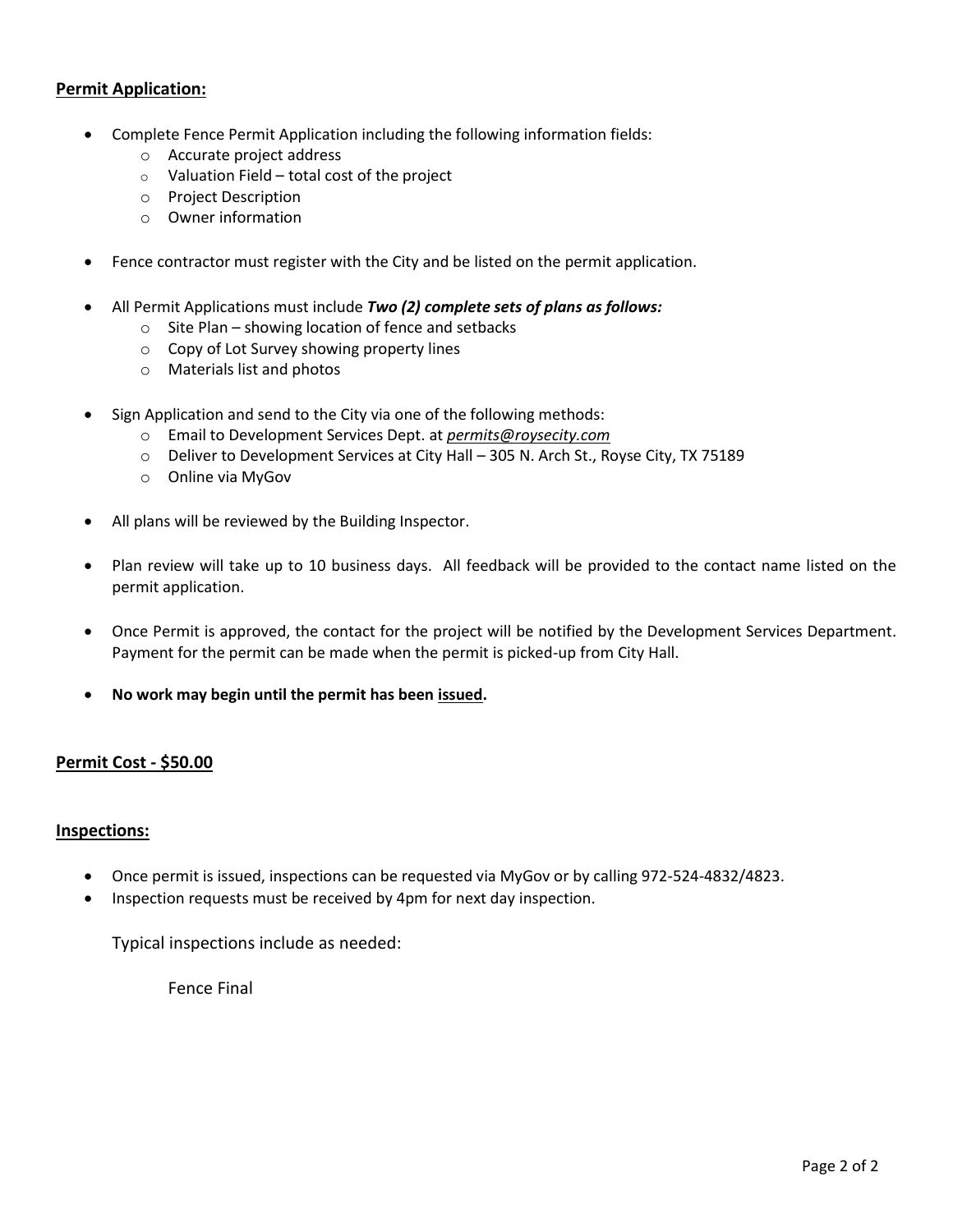## **Permit Application:**

- Complete Fence Permit Application including the following information fields:
  - Accurate project address
  - Valuation Field – total cost of the project
  - Project Description
  - Owner information

- Fence contractor must register with the City and be listed on the permit application.

- All Permit Applications must include ***Two (2) complete sets of plans as follows:***
  - Site Plan – showing location of fence and setbacks
  - Copy of Lot Survey showing property lines
  - Materials list and photos

- Sign Application and send to the City via one of the following methods:
  - Email to Development Services Dept. at *permits@roysecity.com*
  - Deliver to Development Services at City Hall – 305 N. Arch St., Royse City, TX 75189
  - Online via MyGov

- All plans will be reviewed by the Building Inspector.

- Plan review will take up to 10 business days. All feedback will be provided to the contact name listed on the permit application.

- Once Permit is approved, the contact for the project will be notified by the Development Services Department. Payment for the permit can be made when the permit is picked-up from City Hall.

- **No work may begin until the permit has been issued.**

## **Permit Cost - $50.00**

## **Inspections:**

- Once permit is issued, inspections can be requested via MyGov or by calling 972-524-4832/4823.
- Inspection requests must be received by 4pm for next day inspection.

Typical inspections include as needed:

Fence Final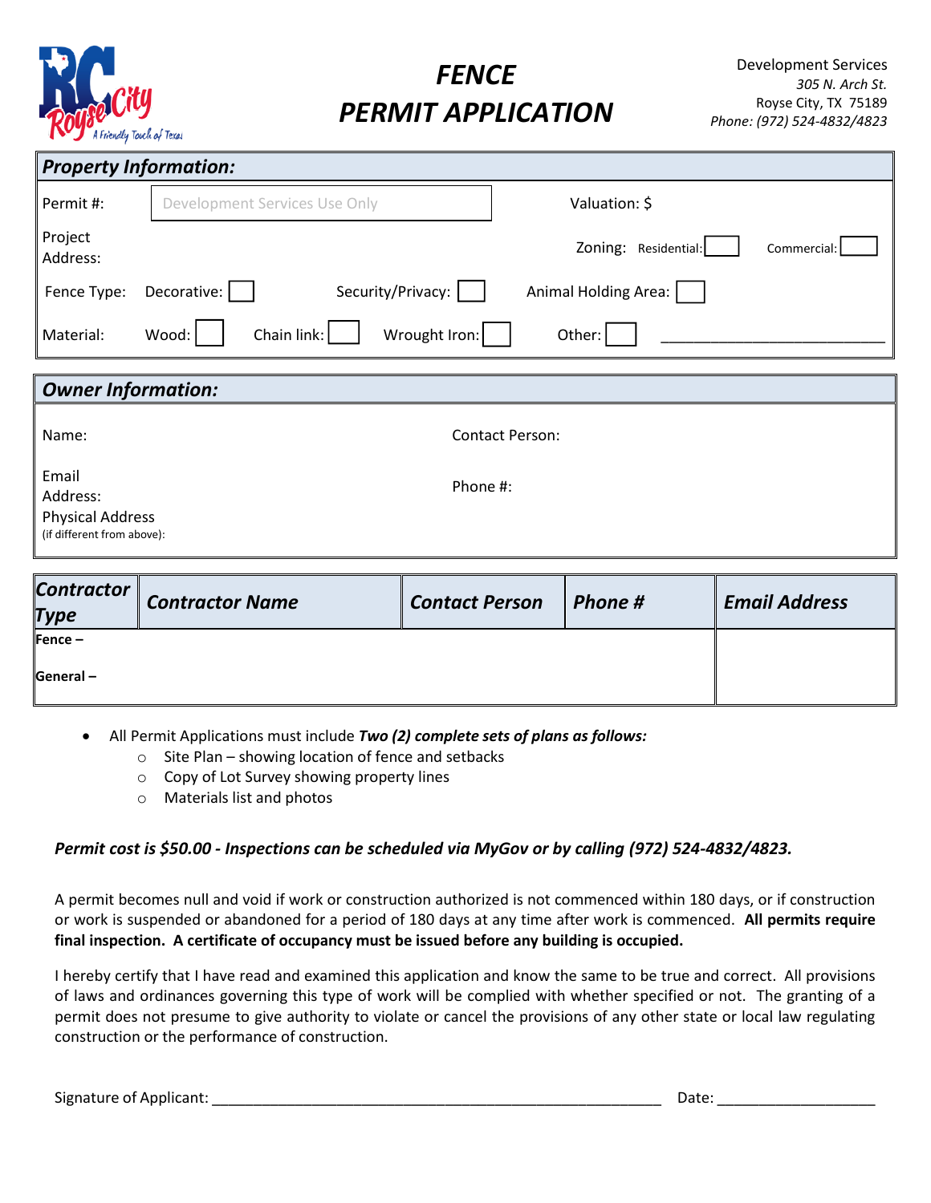# FENCE PERMIT APPLICATION

Development Services
*305 N. Arch St.*
Royse City, TX 75189
*Phone: (972) 524-4832/4823*

## *Property Information:*

Permit #: Development Services Use Only

Valuation: $

Project Address:

Zoning: Residential: ☐ Commercial: ☐

Fence Type: Decorative: ☐ Security/Privacy: ☐ Animal Holding Area: ☐

Material: Wood: ☐ Chain link: ☐ Wrought Iron: ☐ Other: ☐ ___________________________

## *Owner Information:*

Name:

Contact Person:

Email Address:

Phone #:

Physical Address
(if different from above):

| *Contractor Type* | *Contractor Name* | *Contact Person* | *Phone #* | *Email Address* |
|---|---|---|---|---|
| **Fence –** | | | | |
| **General –** | | | | |

- All Permit Applications must include ***Two (2) complete sets of plans as follows:***
  - Site Plan – showing location of fence and setbacks
  - Copy of Lot Survey showing property lines
  - Materials list and photos

***Permit cost is $50.00 - Inspections can be scheduled via MyGov or by calling (972) 524-4832/4823.***

A permit becomes null and void if work or construction authorized is not commenced within 180 days, or if construction or work is suspended or abandoned for a period of 180 days at any time after work is commenced. **All permits require final inspection. A certificate of occupancy must be issued before any building is occupied.**

I hereby certify that I have read and examined this application and know the same to be true and correct. All provisions of laws and ordinances governing this type of work will be complied with whether specified or not. The granting of a permit does not presume to give authority to violate or cancel the provisions of any other state or local law regulating construction or the performance of construction.

Signature of Applicant: _______________________________________________________ Date: ___________________